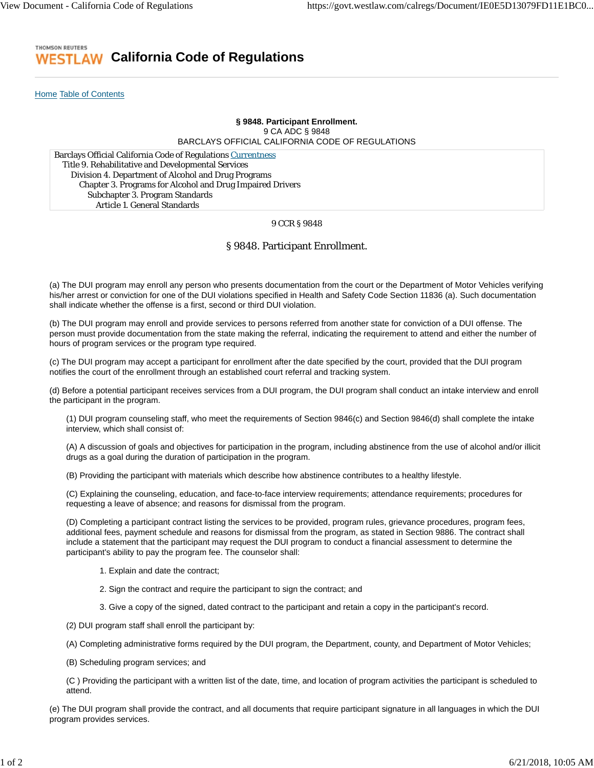THOMSON REUTERS WESTLAW **California Code of Regulations**

Home Table of Contents

**§ 9848. Participant Enrollment.**
9 CA ADC § 9848
BARCLAYS OFFICIAL CALIFORNIA CODE OF REGULATIONS

Barclays Official California Code of Regulations Currentness
Title 9. Rehabilitative and Developmental Services
Division 4. Department of Alcohol and Drug Programs
Chapter 3. Programs for Alcohol and Drug Impaired Drivers
Subchapter 3. Program Standards
Article 1. General Standards

9 CCR § 9848

# § 9848. Participant Enrollment.

(a) The DUI program may enroll any person who presents documentation from the court or the Department of Motor Vehicles verifying his/her arrest or conviction for one of the DUI violations specified in Health and Safety Code Section 11836 (a). Such documentation shall indicate whether the offense is a first, second or third DUI violation.

(b) The DUI program may enroll and provide services to persons referred from another state for conviction of a DUI offense. The person must provide documentation from the state making the referral, indicating the requirement to attend and either the number of hours of program services or the program type required.

(c) The DUI program may accept a participant for enrollment after the date specified by the court, provided that the DUI program notifies the court of the enrollment through an established court referral and tracking system.

(d) Before a potential participant receives services from a DUI program, the DUI program shall conduct an intake interview and enroll the participant in the program.

(1) DUI program counseling staff, who meet the requirements of Section 9846(c) and Section 9846(d) shall complete the intake interview, which shall consist of:

(A) A discussion of goals and objectives for participation in the program, including abstinence from the use of alcohol and/or illicit drugs as a goal during the duration of participation in the program.

(B) Providing the participant with materials which describe how abstinence contributes to a healthy lifestyle.

(C) Explaining the counseling, education, and face-to-face interview requirements; attendance requirements; procedures for requesting a leave of absence; and reasons for dismissal from the program.

(D) Completing a participant contract listing the services to be provided, program rules, grievance procedures, program fees, additional fees, payment schedule and reasons for dismissal from the program, as stated in Section 9886. The contract shall include a statement that the participant may request the DUI program to conduct a financial assessment to determine the participant's ability to pay the program fee. The counselor shall:

1. Explain and date the contract;

2. Sign the contract and require the participant to sign the contract; and

3. Give a copy of the signed, dated contract to the participant and retain a copy in the participant's record.

(2) DUI program staff shall enroll the participant by:

(A) Completing administrative forms required by the DUI program, the Department, county, and Department of Motor Vehicles;

(B) Scheduling program services; and

(C ) Providing the participant with a written list of the date, time, and location of program activities the participant is scheduled to attend.

(e) The DUI program shall provide the contract, and all documents that require participant signature in all languages in which the DUI program provides services.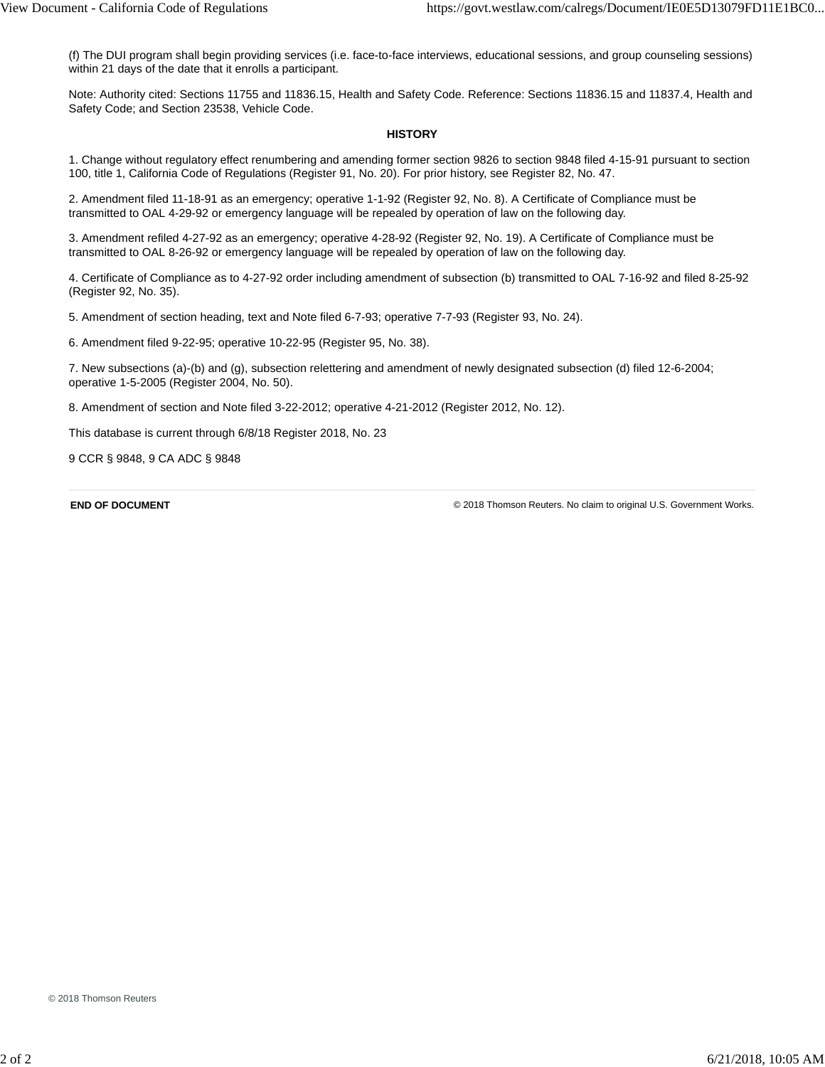(f) The DUI program shall begin providing services (i.e. face-to-face interviews, educational sessions, and group counseling sessions) within 21 days of the date that it enrolls a participant.

Note: Authority cited: Sections 11755 and 11836.15, Health and Safety Code. Reference: Sections 11836.15 and 11837.4, Health and Safety Code; and Section 23538, Vehicle Code.

**HISTORY**

1. Change without regulatory effect renumbering and amending former section 9826 to section 9848 filed 4-15-91 pursuant to section 100, title 1, California Code of Regulations (Register 91, No. 20). For prior history, see Register 82, No. 47.

2. Amendment filed 11-18-91 as an emergency; operative 1-1-92 (Register 92, No. 8). A Certificate of Compliance must be transmitted to OAL 4-29-92 or emergency language will be repealed by operation of law on the following day.

3. Amendment refiled 4-27-92 as an emergency; operative 4-28-92 (Register 92, No. 19). A Certificate of Compliance must be transmitted to OAL 8-26-92 or emergency language will be repealed by operation of law on the following day.

4. Certificate of Compliance as to 4-27-92 order including amendment of subsection (b) transmitted to OAL 7-16-92 and filed 8-25-92 (Register 92, No. 35).

5. Amendment of section heading, text and Note filed 6-7-93; operative 7-7-93 (Register 93, No. 24).

6. Amendment filed 9-22-95; operative 10-22-95 (Register 95, No. 38).

7. New subsections (a)-(b) and (g), subsection relettering and amendment of newly designated subsection (d) filed 12-6-2004; operative 1-5-2005 (Register 2004, No. 50).

8. Amendment of section and Note filed 3-22-2012; operative 4-21-2012 (Register 2012, No. 12).

This database is current through 6/8/18 Register 2018, No. 23

9 CCR § 9848, 9 CA ADC § 9848

---

**END OF DOCUMENT** © 2018 Thomson Reuters. No claim to original U.S. Government Works.